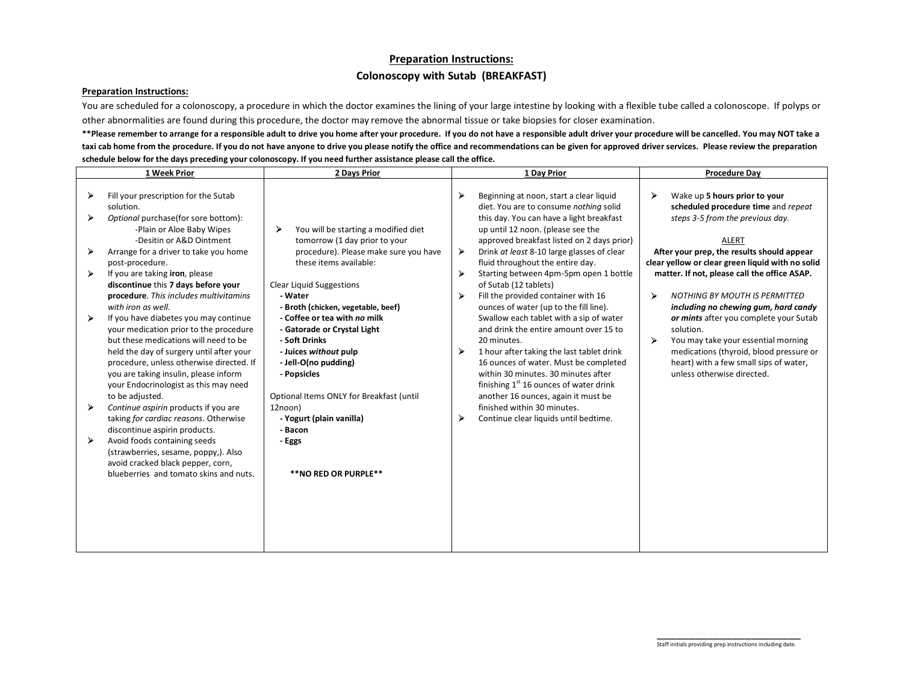## Preparation Instructions:

## Colonoscopy with Sutab (BREAKFAST)

**Preparation Instructions:**

You are scheduled for a colonoscopy, a procedure in which the doctor examines the lining of your large intestine by looking with a flexible tube called a colonoscope. If polyps or other abnormalities are found during this procedure, the doctor may remove the abnormal tissue or take biopsies for closer examination.

**\*\*Please remember to arrange for a responsible adult to drive you home after your procedure. If you do not have a responsible adult driver your procedure will be cancelled. You may NOT take a taxi cab home from the procedure. If you do not have anyone to drive you please notify the office and recommendations can be given for approved driver services. Please review the preparation schedule below for the days preceding your colonoscopy. If you need further assistance please call the office.**

| 1 Week Prior | 2 Days Prior | 1 Day Prior | Procedure Day |
|---|---|---|---|
| ➢ Fill your prescription for the Sutab solution.<br>➢ *Optional* purchase(for sore bottom):<br>-Plain or Aloe Baby Wipes<br>-Desitin or A&D Ointment<br>➢ Arrange for a driver to take you home post-procedure.<br>➢ If you are taking **iron**, please **discontinue** this **7 days before your procedure**. *This includes multivitamins with iron as well.*<br>➢ If you have diabetes you may continue your medication prior to the procedure but these medications will need to be held the day of surgery until after your procedure, unless otherwise directed. If you are taking insulin, please inform your Endocrinologist as this may need to be adjusted.<br>➢ *Continue aspirin* products if you are taking *for cardiac reasons*. Otherwise discontinue aspirin products.<br>➢ Avoid foods containing seeds (strawberries, sesame, poppy,). Also avoid cracked black pepper, corn, blueberries and tomato skins and nuts. | ➢ You will be starting a modified diet tomorrow (1 day prior to your procedure). Please make sure you have these items available:<br><br>Clear Liquid Suggestions<br>**- Water**<br>**- Broth (chicken, vegetable, beef)**<br>**- Coffee or tea with *no* milk**<br>**- Gatorade or Crystal Light**<br>**- Soft Drinks**<br>**- Juices *without* pulp**<br>**- Jell-O(no pudding)**<br>**- Popsicles**<br><br>Optional Items ONLY for Breakfast (until 12noon)<br>**- Yogurt (plain vanilla)**<br>**- Bacon**<br>**- Eggs**<br><br>**\*\*NO RED OR PURPLE\*\*** | ➢ Beginning at noon, start a clear liquid diet. You are to consume *nothing* solid this day. You can have a light breakfast up until 12 noon. (please see the approved breakfast listed on 2 days prior)<br>➢ Drink *at least* 8-10 large glasses of clear fluid throughout the entire day.<br>➢ Starting between 4pm-5pm open 1 bottle of Sutab (12 tablets)<br>➢ Fill the provided container with 16 ounces of water (up to the fill line). Swallow each tablet with a sip of water and drink the entire amount over 15 to 20 minutes.<br>➢ 1 hour after taking the last tablet drink 16 ounces of water. Must be completed within 30 minutes. 30 minutes after finishing 1st 16 ounces of water drink another 16 ounces, again it must be finished within 30 minutes.<br>➢ Continue clear liquids until bedtime. | ➢ Wake up **5 hours prior to your scheduled procedure time** and *repeat steps 3-5 from the previous day.*<br><br>ALERT<br>**After your prep, the results should appear clear yellow or clear green liquid with no solid matter. If not, please call the office ASAP.**<br><br>➢ *NOTHING BY MOUTH IS PERMITTED* ***including no chewing gum, hard candy or mints*** *after you complete your Sutab solution.*<br>➢ You may take your essential morning medications (thyroid, blood pressure or heart) with a few small sips of water, unless otherwise directed. |

\_\_\_\_\_\_\_\_\_\_\_\_\_\_\_\_\_\_\_\_\_\_\_\_\_\_\_\_\_\_\_\_

Staff initials providing prep instructions including date.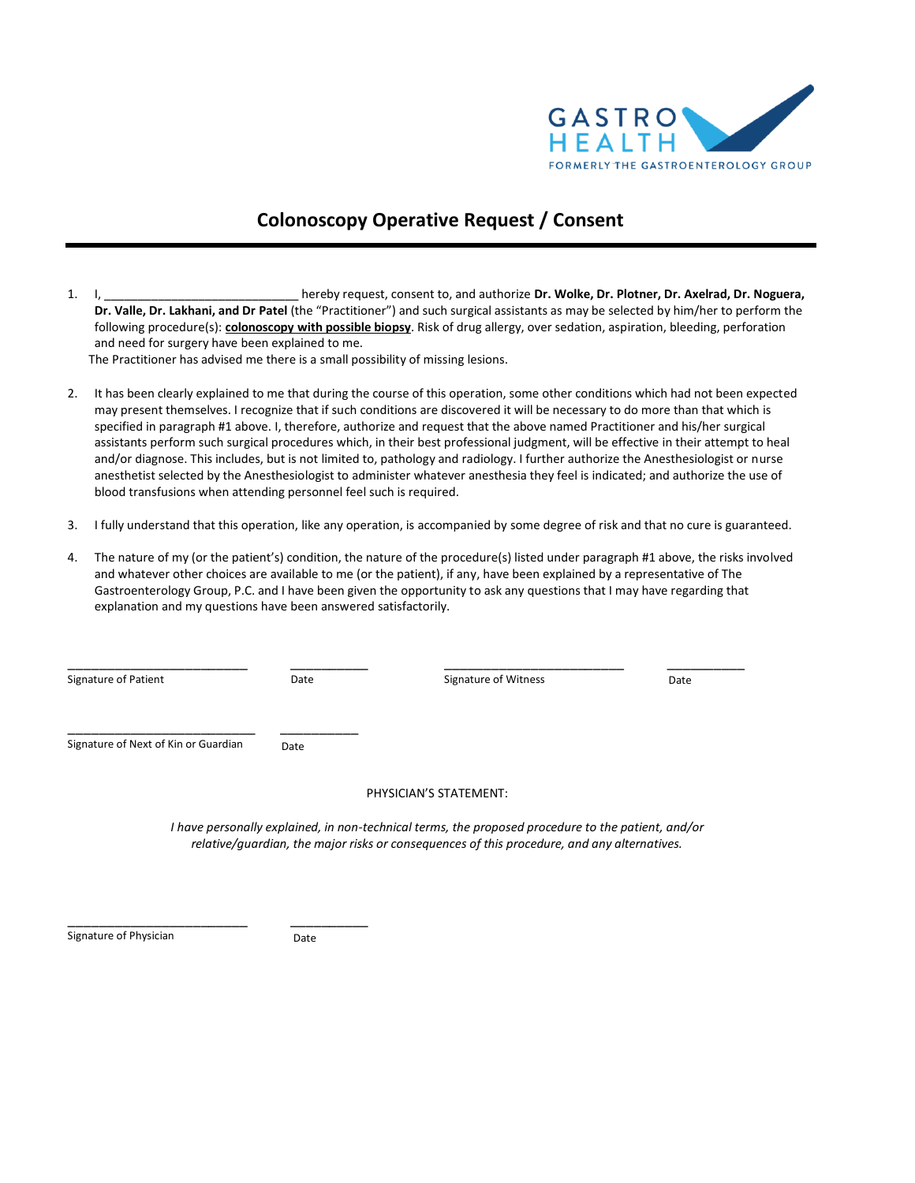GASTRO HEALTH
FORMERLY THE GASTROENTEROLOGY GROUP

# Colonoscopy Operative Request / Consent

1. I, ______________________________ hereby request, consent to, and authorize **Dr. Wolke, Dr. Plotner, Dr. Axelrad, Dr. Noguera, Dr. Valle, Dr. Lakhani, and Dr Patel** (the "Practitioner") and such surgical assistants as may be selected by him/her to perform the following procedure(s): **colonoscopy with possible biopsy**. Risk of drug allergy, over sedation, aspiration, bleeding, perforation and need for surgery have been explained to me.
   The Practitioner has advised me there is a small possibility of missing lesions.

2. It has been clearly explained to me that during the course of this operation, some other conditions which had not been expected may present themselves. I recognize that if such conditions are discovered it will be necessary to do more than that which is specified in paragraph #1 above. I, therefore, authorize and request that the above named Practitioner and his/her surgical assistants perform such surgical procedures which, in their best professional judgment, will be effective in their attempt to heal and/or diagnose. This includes, but is not limited to, pathology and radiology. I further authorize the Anesthesiologist or nurse anesthetist selected by the Anesthesiologist to administer whatever anesthesia they feel is indicated; and authorize the use of blood transfusions when attending personnel feel such is required.

3. I fully understand that this operation, like any operation, is accompanied by some degree of risk and that no cure is guaranteed.

4. The nature of my (or the patient's) condition, the nature of the procedure(s) listed under paragraph #1 above, the risks involved and whatever other choices are available to me (or the patient), if any, have been explained by a representative of The Gastroenterology Group, P.C. and I have been given the opportunity to ask any questions that I may have regarding that explanation and my questions have been answered satisfactorily.

____________________________ Signature of Patient

____________ Date

____________________________ Signature of Witness

____________ Date

____________________________ Signature of Next of Kin or Guardian

____________ Date

PHYSICIAN'S STATEMENT:

*I have personally explained, in non-technical terms, the proposed procedure to the patient, and/or relative/guardian, the major risks or consequences of this procedure, and any alternatives.*

____________________________ Signature of Physician

____________ Date